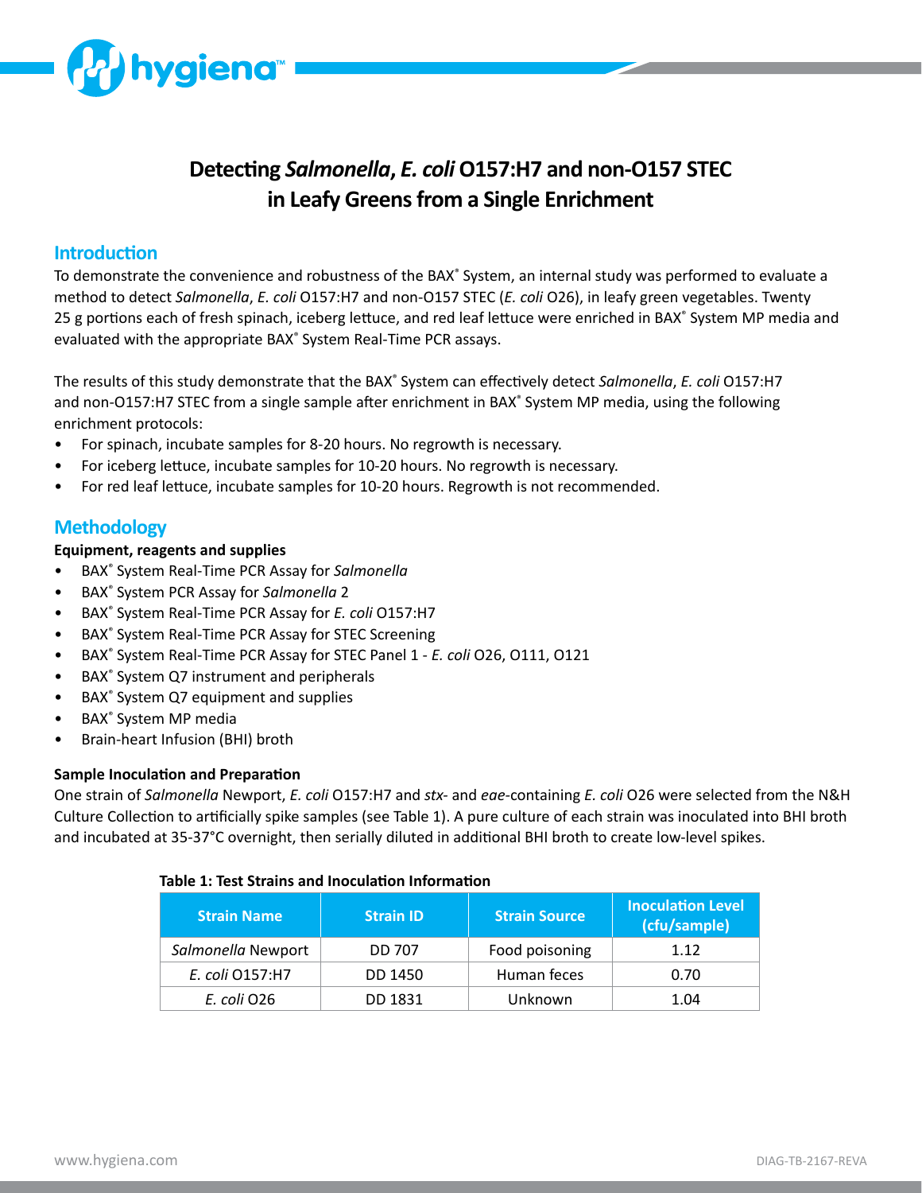# Detecting *Salmonella*, *E. coli* O157:H7 and non-O157 STEC in Leafy Greens from a Single Enrichment

## Introduction

To demonstrate the convenience and robustness of the BAX® System, an internal study was performed to evaluate a method to detect *Salmonella*, *E. coli* O157:H7 and non-O157 STEC (*E. coli* O26), in leafy green vegetables. Twenty 25 g portions each of fresh spinach, iceberg lettuce, and red leaf lettuce were enriched in BAX® System MP media and evaluated with the appropriate BAX® System Real-Time PCR assays.

The results of this study demonstrate that the BAX® System can effectively detect *Salmonella*, *E. coli* O157:H7 and non-O157:H7 STEC from a single sample after enrichment in BAX® System MP media, using the following enrichment protocols:

- For spinach, incubate samples for 8-20 hours. No regrowth is necessary.
- For iceberg lettuce, incubate samples for 10-20 hours. No regrowth is necessary.
- For red leaf lettuce, incubate samples for 10-20 hours. Regrowth is not recommended.

## Methodology

**Equipment, reagents and supplies**

- BAX® System Real-Time PCR Assay for *Salmonella*
- BAX® System PCR Assay for *Salmonella* 2
- BAX® System Real-Time PCR Assay for *E. coli* O157:H7
- BAX® System Real-Time PCR Assay for STEC Screening
- BAX® System Real-Time PCR Assay for STEC Panel 1 - *E. coli* O26, O111, O121
- BAX® System Q7 instrument and peripherals
- BAX® System Q7 equipment and supplies
- BAX® System MP media
- Brain-heart Infusion (BHI) broth

**Sample Inoculation and Preparation**

One strain of *Salmonella* Newport, *E. coli* O157:H7 and *stx*- and *eae*-containing *E. coli* O26 were selected from the N&H Culture Collection to artificially spike samples (see Table 1). A pure culture of each strain was inoculated into BHI broth and incubated at 35-37°C overnight, then serially diluted in additional BHI broth to create low-level spikes.

**Table 1: Test Strains and Inoculation Information**

| Strain Name | Strain ID | Strain Source | Inoculation Level (cfu/sample) |
|---|---|---|---|
| *Salmonella* Newport | DD 707 | Food poisoning | 1.12 |
| *E. coli* O157:H7 | DD 1450 | Human feces | 0.70 |
| *E. coli* O26 | DD 1831 | Unknown | 1.04 |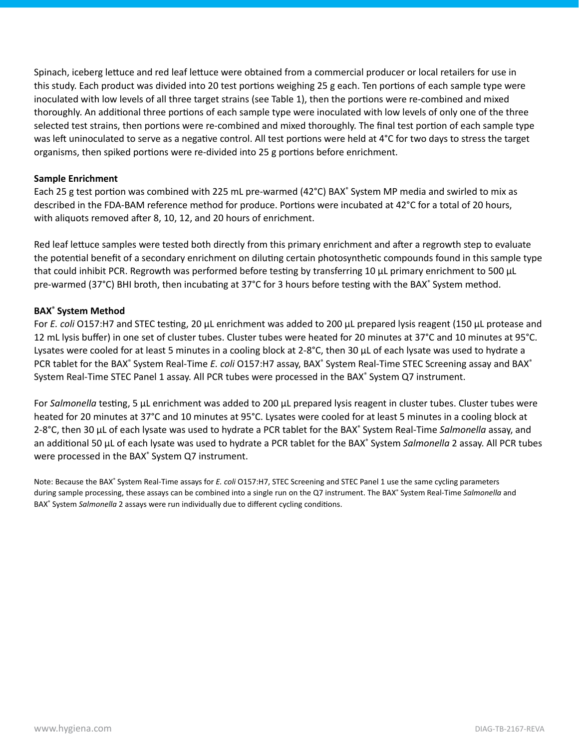Spinach, iceberg lettuce and red leaf lettuce were obtained from a commercial producer or local retailers for use in this study. Each product was divided into 20 test portions weighing 25 g each. Ten portions of each sample type were inoculated with low levels of all three target strains (see Table 1), then the portions were re-combined and mixed thoroughly. An additional three portions of each sample type were inoculated with low levels of only one of the three selected test strains, then portions were re-combined and mixed thoroughly. The final test portion of each sample type was left uninoculated to serve as a negative control. All test portions were held at 4°C for two days to stress the target organisms, then spiked portions were re-divided into 25 g portions before enrichment.

**Sample Enrichment**

Each 25 g test portion was combined with 225 mL pre-warmed (42°C) BAX® System MP media and swirled to mix as described in the FDA-BAM reference method for produce. Portions were incubated at 42°C for a total of 20 hours, with aliquots removed after 8, 10, 12, and 20 hours of enrichment.

Red leaf lettuce samples were tested both directly from this primary enrichment and after a regrowth step to evaluate the potential benefit of a secondary enrichment on diluting certain photosynthetic compounds found in this sample type that could inhibit PCR. Regrowth was performed before testing by transferring 10 µL primary enrichment to 500 µL pre-warmed (37°C) BHI broth, then incubating at 37°C for 3 hours before testing with the BAX® System method.

**BAX® System Method**

For *E. coli* O157:H7 and STEC testing, 20 µL enrichment was added to 200 µL prepared lysis reagent (150 µL protease and 12 mL lysis buffer) in one set of cluster tubes. Cluster tubes were heated for 20 minutes at 37°C and 10 minutes at 95°C. Lysates were cooled for at least 5 minutes in a cooling block at 2-8°C, then 30 µL of each lysate was used to hydrate a PCR tablet for the BAX® System Real-Time *E. coli* O157:H7 assay, BAX® System Real-Time STEC Screening assay and BAX® System Real-Time STEC Panel 1 assay. All PCR tubes were processed in the BAX® System Q7 instrument.

For *Salmonella* testing, 5 µL enrichment was added to 200 µL prepared lysis reagent in cluster tubes. Cluster tubes were heated for 20 minutes at 37°C and 10 minutes at 95°C. Lysates were cooled for at least 5 minutes in a cooling block at 2-8°C, then 30 µL of each lysate was used to hydrate a PCR tablet for the BAX® System Real-Time *Salmonella* assay, and an additional 50 µL of each lysate was used to hydrate a PCR tablet for the BAX® System *Salmonella* 2 assay. All PCR tubes were processed in the BAX® System Q7 instrument.

Note: Because the BAX® System Real-Time assays for *E. coli* O157:H7, STEC Screening and STEC Panel 1 use the same cycling parameters during sample processing, these assays can be combined into a single run on the Q7 instrument. The BAX® System Real-Time *Salmonella* and BAX® System *Salmonella* 2 assays were run individually due to different cycling conditions.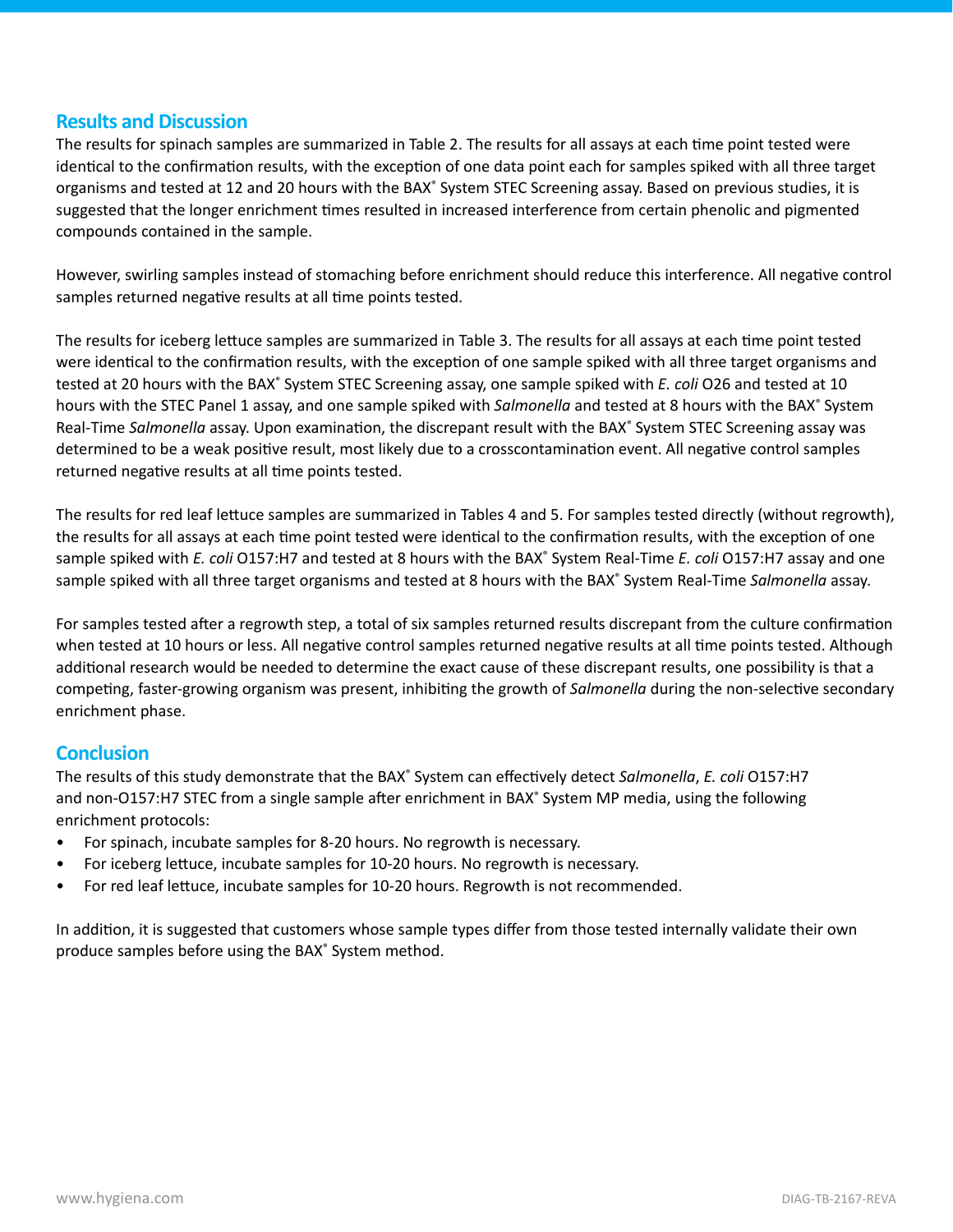## Results and Discussion

The results for spinach samples are summarized in Table 2. The results for all assays at each time point tested were identical to the confirmation results, with the exception of one data point each for samples spiked with all three target organisms and tested at 12 and 20 hours with the BAX® System STEC Screening assay. Based on previous studies, it is suggested that the longer enrichment times resulted in increased interference from certain phenolic and pigmented compounds contained in the sample.

However, swirling samples instead of stomaching before enrichment should reduce this interference. All negative control samples returned negative results at all time points tested.

The results for iceberg lettuce samples are summarized in Table 3. The results for all assays at each time point tested were identical to the confirmation results, with the exception of one sample spiked with all three target organisms and tested at 20 hours with the BAX® System STEC Screening assay, one sample spiked with *E. coli* O26 and tested at 10 hours with the STEC Panel 1 assay, and one sample spiked with *Salmonella* and tested at 8 hours with the BAX® System Real-Time *Salmonella* assay. Upon examination, the discrepant result with the BAX® System STEC Screening assay was determined to be a weak positive result, most likely due to a crosscontamination event. All negative control samples returned negative results at all time points tested.

The results for red leaf lettuce samples are summarized in Tables 4 and 5. For samples tested directly (without regrowth), the results for all assays at each time point tested were identical to the confirmation results, with the exception of one sample spiked with *E. coli* O157:H7 and tested at 8 hours with the BAX® System Real-Time *E. coli* O157:H7 assay and one sample spiked with all three target organisms and tested at 8 hours with the BAX® System Real-Time *Salmonella* assay.

For samples tested after a regrowth step, a total of six samples returned results discrepant from the culture confirmation when tested at 10 hours or less. All negative control samples returned negative results at all time points tested. Although additional research would be needed to determine the exact cause of these discrepant results, one possibility is that a competing, faster-growing organism was present, inhibiting the growth of *Salmonella* during the non-selective secondary enrichment phase.

## Conclusion

The results of this study demonstrate that the BAX® System can effectively detect *Salmonella*, *E. coli* O157:H7 and non-O157:H7 STEC from a single sample after enrichment in BAX® System MP media, using the following enrichment protocols:

- For spinach, incubate samples for 8-20 hours. No regrowth is necessary.
- For iceberg lettuce, incubate samples for 10-20 hours. No regrowth is necessary.
- For red leaf lettuce, incubate samples for 10-20 hours. Regrowth is not recommended.

In addition, it is suggested that customers whose sample types differ from those tested internally validate their own produce samples before using the BAX® System method.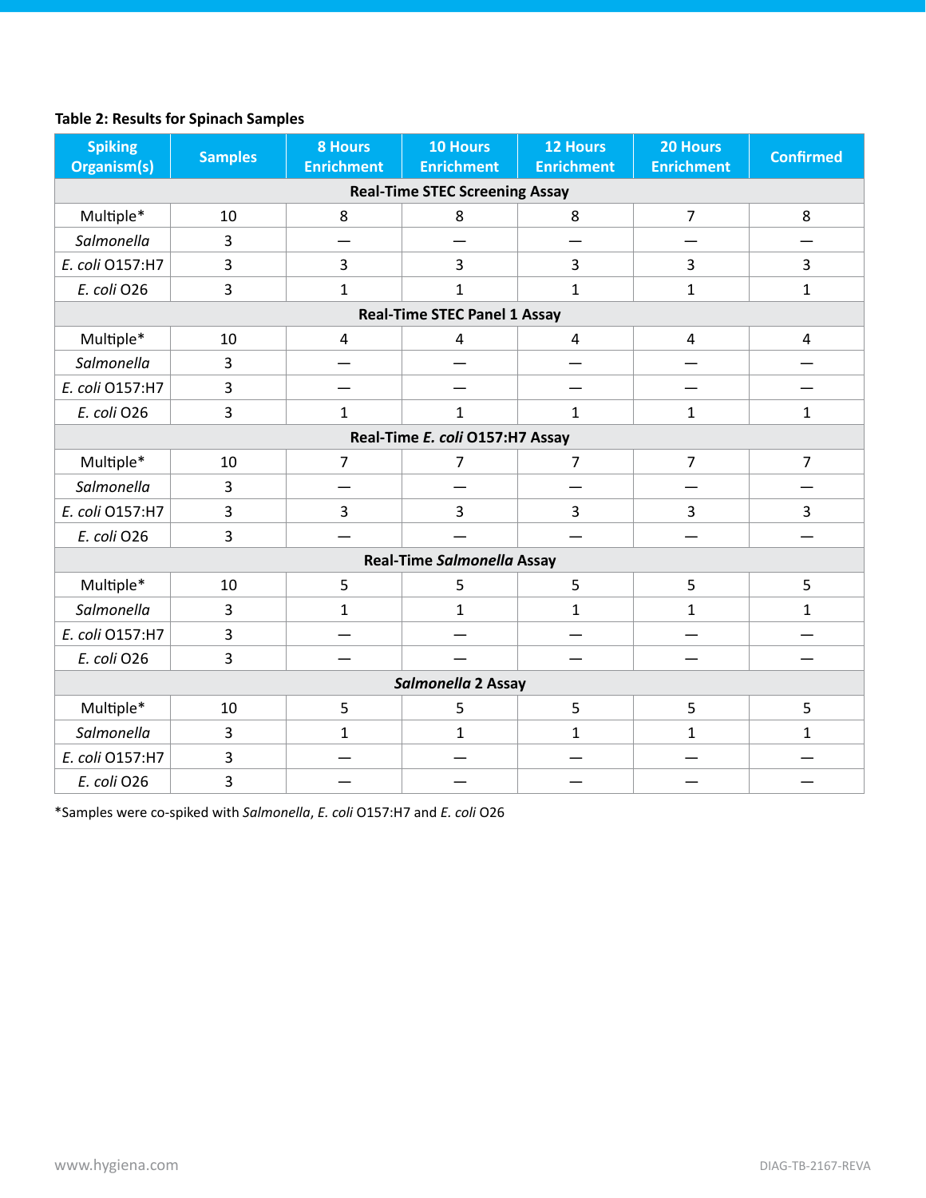**Table 2: Results for Spinach Samples**

| Spiking Organism(s) | Samples | 8 Hours Enrichment | 10 Hours Enrichment | 12 Hours Enrichment | 20 Hours Enrichment | Confirmed |
|---|---|---|---|---|---|---|
| **Real-Time STEC Screening Assay** | | | | | | |
| Multiple* | 10 | 8 | 8 | 8 | 7 | 8 |
| *Salmonella* | 3 | — | — | — | — | — |
| *E. coli* O157:H7 | 3 | 3 | 3 | 3 | 3 | 3 |
| *E. coli* O26 | 3 | 1 | 1 | 1 | 1 | 1 |
| **Real-Time STEC Panel 1 Assay** | | | | | | |
| Multiple* | 10 | 4 | 4 | 4 | 4 | 4 |
| *Salmonella* | 3 | — | — | — | — | — |
| *E. coli* O157:H7 | 3 | — | — | — | — | — |
| *E. coli* O26 | 3 | 1 | 1 | 1 | 1 | 1 |
| **Real-Time *E. coli* O157:H7 Assay** | | | | | | |
| Multiple* | 10 | 7 | 7 | 7 | 7 | 7 |
| *Salmonella* | 3 | — | — | — | — | — |
| *E. coli* O157:H7 | 3 | 3 | 3 | 3 | 3 | 3 |
| *E. coli* O26 | 3 | — | — | — | — | — |
| **Real-Time *Salmonella* Assay** | | | | | | |
| Multiple* | 10 | 5 | 5 | 5 | 5 | 5 |
| *Salmonella* | 3 | 1 | 1 | 1 | 1 | 1 |
| *E. coli* O157:H7 | 3 | — | — | — | — | — |
| *E. coli* O26 | 3 | — | — | — | — | — |
| ***Salmonella* 2 Assay** | | | | | | |
| Multiple* | 10 | 5 | 5 | 5 | 5 | 5 |
| *Salmonella* | 3 | 1 | 1 | 1 | 1 | 1 |
| *E. coli* O157:H7 | 3 | — | — | — | — | — |
| *E. coli* O26 | 3 | — | — | — | — | — |

*Samples were co-spiked with *Salmonella*, *E. coli* O157:H7 and *E. coli* O26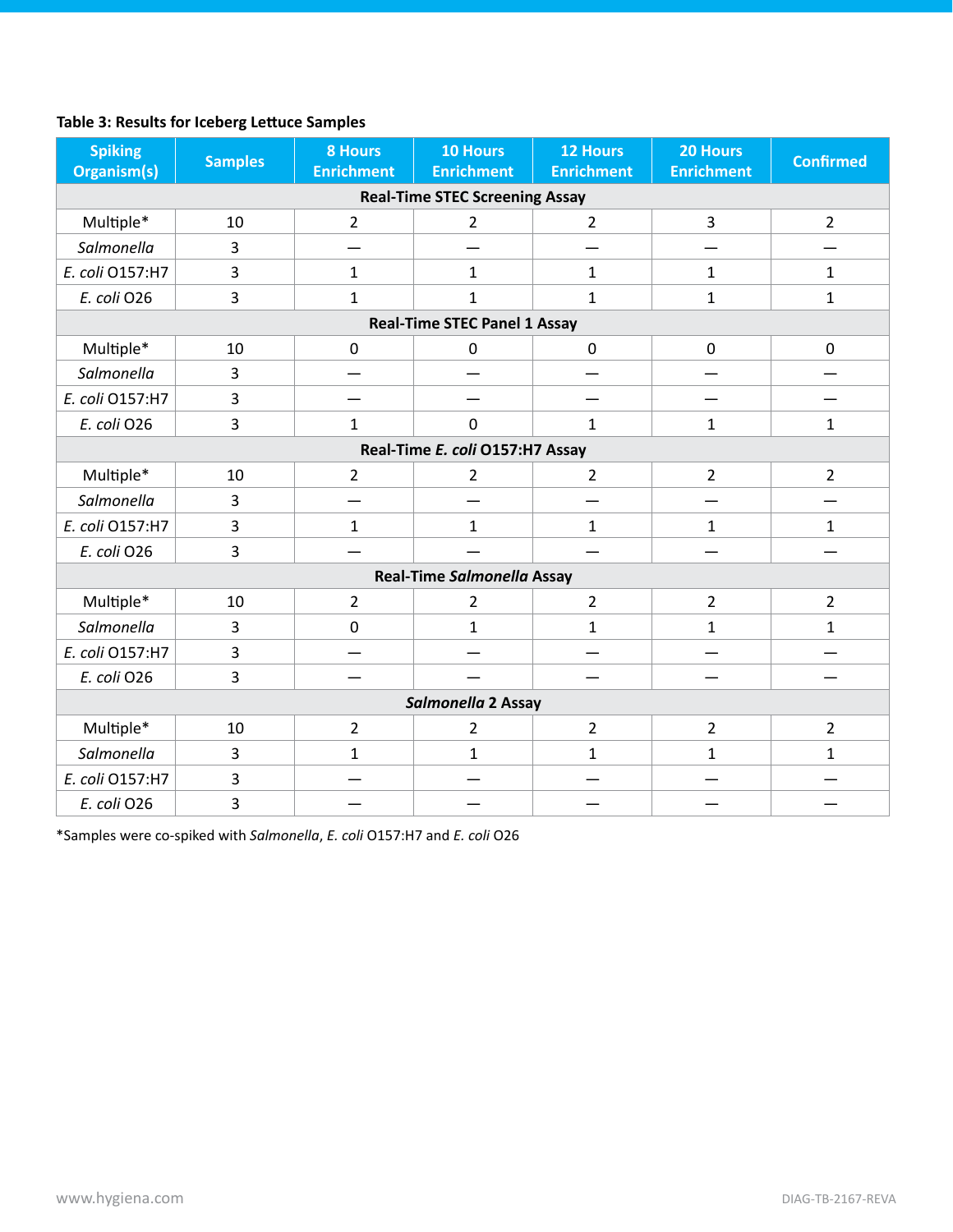**Table 3: Results for Iceberg Lettuce Samples**

| Spiking Organism(s) | Samples | 8 Hours Enrichment | 10 Hours Enrichment | 12 Hours Enrichment | 20 Hours Enrichment | Confirmed |
|---|---|---|---|---|---|---|
| **Real-Time STEC Screening Assay** | | | | | | |
| Multiple* | 10 | 2 | 2 | 2 | 3 | 2 |
| *Salmonella* | 3 | — | — | — | — | — |
| *E. coli* O157:H7 | 3 | 1 | 1 | 1 | 1 | 1 |
| *E. coli* O26 | 3 | 1 | 1 | 1 | 1 | 1 |
| **Real-Time STEC Panel 1 Assay** | | | | | | |
| Multiple* | 10 | 0 | 0 | 0 | 0 | 0 |
| *Salmonella* | 3 | — | — | — | — | — |
| *E. coli* O157:H7 | 3 | — | — | — | — | — |
| *E. coli* O26 | 3 | 1 | 0 | 1 | 1 | 1 |
| **Real-Time *E. coli* O157:H7 Assay** | | | | | | |
| Multiple* | 10 | 2 | 2 | 2 | 2 | 2 |
| *Salmonella* | 3 | — | — | — | — | — |
| *E. coli* O157:H7 | 3 | 1 | 1 | 1 | 1 | 1 |
| *E. coli* O26 | 3 | — | — | — | — | — |
| **Real-Time *Salmonella* Assay** | | | | | | |
| Multiple* | 10 | 2 | 2 | 2 | 2 | 2 |
| *Salmonella* | 3 | 0 | 1 | 1 | 1 | 1 |
| *E. coli* O157:H7 | 3 | — | — | — | — | — |
| *E. coli* O26 | 3 | — | — | — | — | — |
| ***Salmonella* 2 Assay** | | | | | | |
| Multiple* | 10 | 2 | 2 | 2 | 2 | 2 |
| *Salmonella* | 3 | 1 | 1 | 1 | 1 | 1 |
| *E. coli* O157:H7 | 3 | — | — | — | — | — |
| *E. coli* O26 | 3 | — | — | — | — | — |

*Samples were co-spiked with *Salmonella*, *E. coli* O157:H7 and *E. coli* O26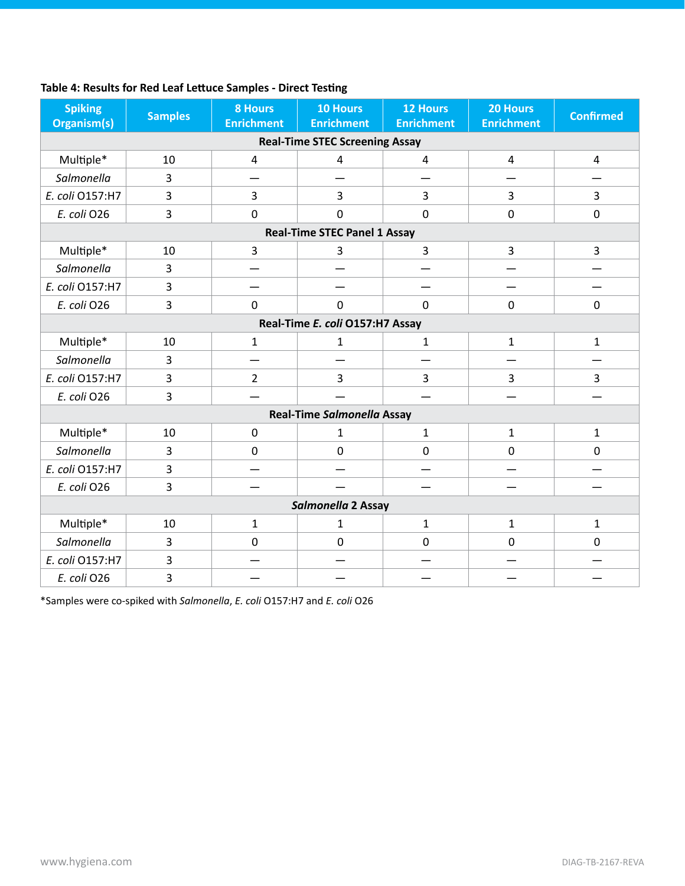**Table 4: Results for Red Leaf Lettuce Samples - Direct Testing**

| Spiking Organism(s) | Samples | 8 Hours Enrichment | 10 Hours Enrichment | 12 Hours Enrichment | 20 Hours Enrichment | Confirmed |
|---|---|---|---|---|---|---|
| **Real-Time STEC Screening Assay** | | | | | | |
| Multiple* | 10 | 4 | 4 | 4 | 4 | 4 |
| *Salmonella* | 3 | — | — | — | — | — |
| *E. coli* O157:H7 | 3 | 3 | 3 | 3 | 3 | 3 |
| *E. coli* O26 | 3 | 0 | 0 | 0 | 0 | 0 |
| **Real-Time STEC Panel 1 Assay** | | | | | | |
| Multiple* | 10 | 3 | 3 | 3 | 3 | 3 |
| *Salmonella* | 3 | — | — | — | — | — |
| *E. coli* O157:H7 | 3 | — | — | — | — | — |
| *E. coli* O26 | 3 | 0 | 0 | 0 | 0 | 0 |
| **Real-Time *E. coli* O157:H7 Assay** | | | | | | |
| Multiple* | 10 | 1 | 1 | 1 | 1 | 1 |
| *Salmonella* | 3 | — | — | — | — | — |
| *E. coli* O157:H7 | 3 | 2 | 3 | 3 | 3 | 3 |
| *E. coli* O26 | 3 | — | — | — | — | — |
| **Real-Time *Salmonella* Assay** | | | | | | |
| Multiple* | 10 | 0 | 1 | 1 | 1 | 1 |
| *Salmonella* | 3 | 0 | 0 | 0 | 0 | 0 |
| *E. coli* O157:H7 | 3 | — | — | — | — | — |
| *E. coli* O26 | 3 | — | — | — | — | — |
| ***Salmonella* 2 Assay** | | | | | | |
| Multiple* | 10 | 1 | 1 | 1 | 1 | 1 |
| *Salmonella* | 3 | 0 | 0 | 0 | 0 | 0 |
| *E. coli* O157:H7 | 3 | — | — | — | — | — |
| *E. coli* O26 | 3 | — | — | — | — | — |

*Samples were co-spiked with *Salmonella*, *E. coli* O157:H7 and *E. coli* O26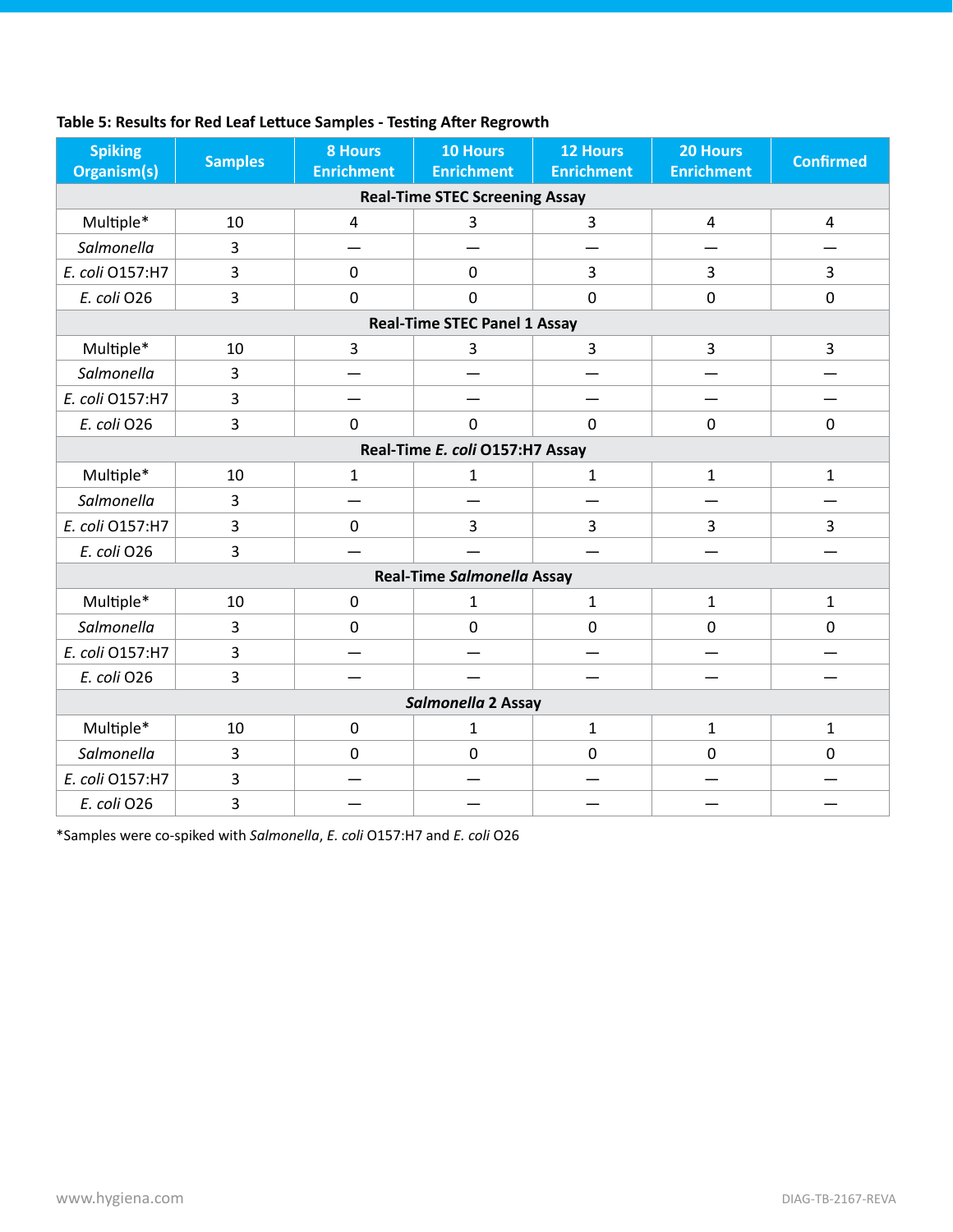**Table 5: Results for Red Leaf Lettuce Samples - Testing After Regrowth**

| Spiking Organism(s) | Samples | 8 Hours Enrichment | 10 Hours Enrichment | 12 Hours Enrichment | 20 Hours Enrichment | Confirmed |
|---|---|---|---|---|---|---|
| **Real-Time STEC Screening Assay** | | | | | | |
| Multiple* | 10 | 4 | 3 | 3 | 4 | 4 |
| *Salmonella* | 3 | — | — | — | — | — |
| *E. coli* O157:H7 | 3 | 0 | 0 | 3 | 3 | 3 |
| *E. coli* O26 | 3 | 0 | 0 | 0 | 0 | 0 |
| **Real-Time STEC Panel 1 Assay** | | | | | | |
| Multiple* | 10 | 3 | 3 | 3 | 3 | 3 |
| *Salmonella* | 3 | — | — | — | — | — |
| *E. coli* O157:H7 | 3 | — | — | — | — | — |
| *E. coli* O26 | 3 | 0 | 0 | 0 | 0 | 0 |
| **Real-Time *E. coli* O157:H7 Assay** | | | | | | |
| Multiple* | 10 | 1 | 1 | 1 | 1 | 1 |
| *Salmonella* | 3 | — | — | — | — | — |
| *E. coli* O157:H7 | 3 | 0 | 3 | 3 | 3 | 3 |
| *E. coli* O26 | 3 | — | — | — | — | — |
| **Real-Time *Salmonella* Assay** | | | | | | |
| Multiple* | 10 | 0 | 1 | 1 | 1 | 1 |
| *Salmonella* | 3 | 0 | 0 | 0 | 0 | 0 |
| *E. coli* O157:H7 | 3 | — | — | — | — | — |
| *E. coli* O26 | 3 | — | — | — | — | — |
| ***Salmonella* 2 Assay** | | | | | | |
| Multiple* | 10 | 0 | 1 | 1 | 1 | 1 |
| *Salmonella* | 3 | 0 | 0 | 0 | 0 | 0 |
| *E. coli* O157:H7 | 3 | — | — | — | — | — |
| *E. coli* O26 | 3 | — | — | — | — | — |

*Samples were co-spiked with *Salmonella*, *E. coli* O157:H7 and *E. coli* O26

www.hygiena.com

DIAG-TB-2167-REVA